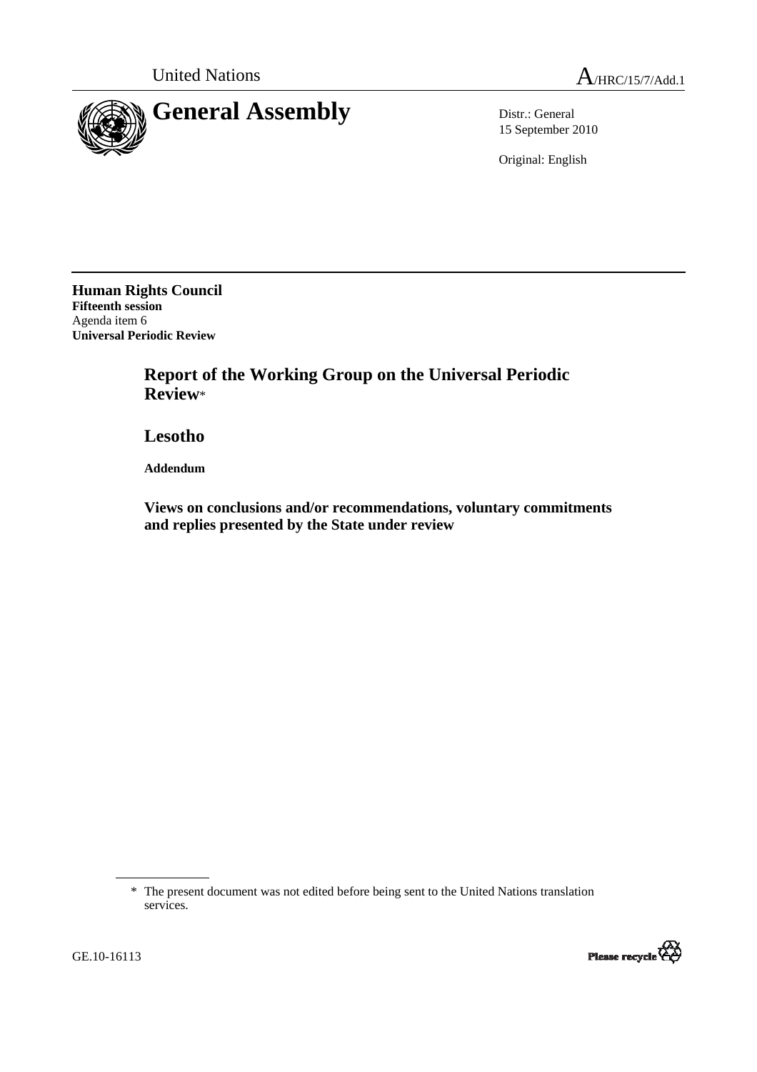United Nations

A/HRC/15/7/Add.1

# General Assembly

Distr.: General
15 September 2010

Original: English

**Human Rights Council**
**Fifteenth session**
Agenda item 6
**Universal Periodic Review**

## Report of the Working Group on the Universal Periodic Review*

## Lesotho

**Addendum**

**Views on conclusions and/or recommendations, voluntary commitments and replies presented by the State under review**

---

* The present document was not edited before being sent to the United Nations translation services.

GE.10-16113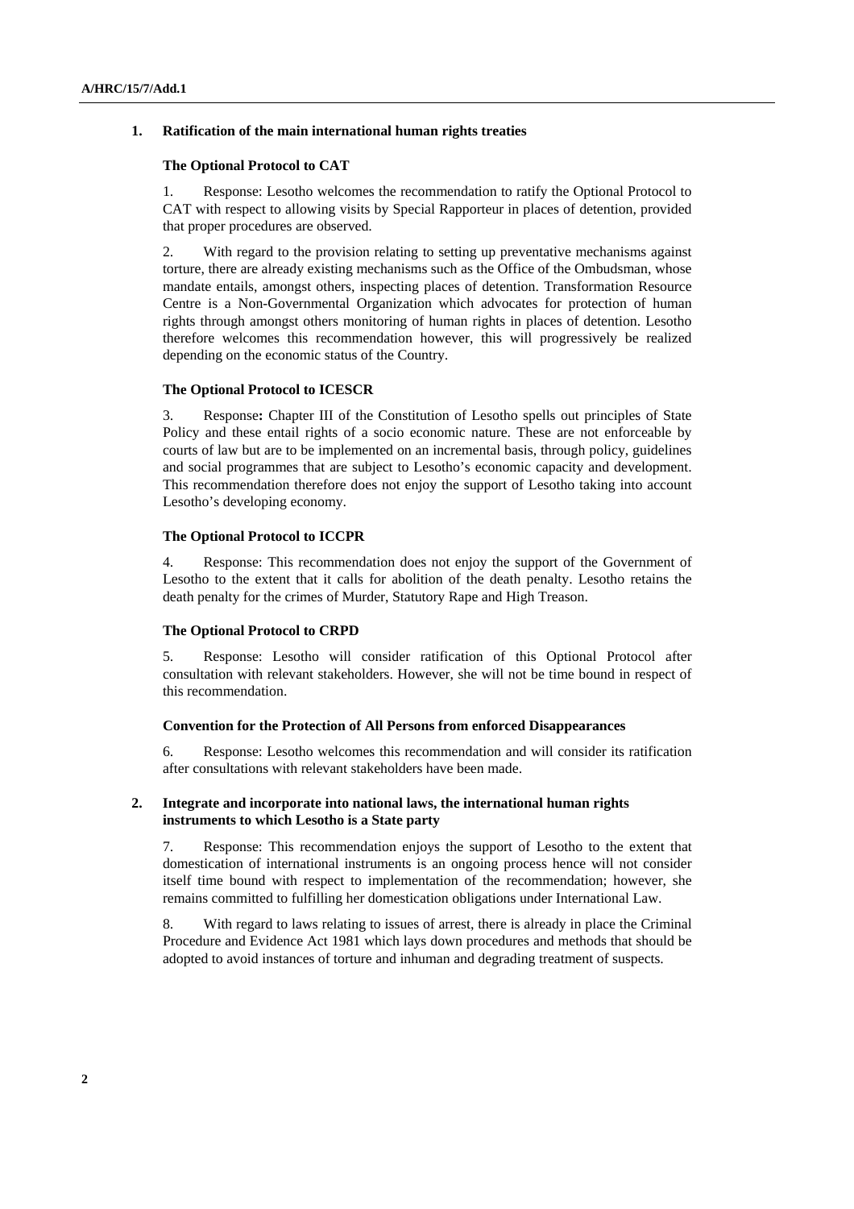## 1. Ratification of the main international human rights treaties

### The Optional Protocol to CAT

1. Response: Lesotho welcomes the recommendation to ratify the Optional Protocol to CAT with respect to allowing visits by Special Rapporteur in places of detention, provided that proper procedures are observed.

2. With regard to the provision relating to setting up preventative mechanisms against torture, there are already existing mechanisms such as the Office of the Ombudsman, whose mandate entails, amongst others, inspecting places of detention. Transformation Resource Centre is a Non-Governmental Organization which advocates for protection of human rights through amongst others monitoring of human rights in places of detention. Lesotho therefore welcomes this recommendation however, this will progressively be realized depending on the economic status of the Country.

### The Optional Protocol to ICESCR

3. Response**:** Chapter III of the Constitution of Lesotho spells out principles of State Policy and these entail rights of a socio economic nature. These are not enforceable by courts of law but are to be implemented on an incremental basis, through policy, guidelines and social programmes that are subject to Lesotho's economic capacity and development. This recommendation therefore does not enjoy the support of Lesotho taking into account Lesotho's developing economy.

### The Optional Protocol to ICCPR

4. Response: This recommendation does not enjoy the support of the Government of Lesotho to the extent that it calls for abolition of the death penalty. Lesotho retains the death penalty for the crimes of Murder, Statutory Rape and High Treason.

### The Optional Protocol to CRPD

5. Response: Lesotho will consider ratification of this Optional Protocol after consultation with relevant stakeholders. However, she will not be time bound in respect of this recommendation.

### Convention for the Protection of All Persons from enforced Disappearances

6. Response: Lesotho welcomes this recommendation and will consider its ratification after consultations with relevant stakeholders have been made.

## 2. Integrate and incorporate into national laws, the international human rights instruments to which Lesotho is a State party

7. Response: This recommendation enjoys the support of Lesotho to the extent that domestication of international instruments is an ongoing process hence will not consider itself time bound with respect to implementation of the recommendation; however, she remains committed to fulfilling her domestication obligations under International Law.

8. With regard to laws relating to issues of arrest, there is already in place the Criminal Procedure and Evidence Act 1981 which lays down procedures and methods that should be adopted to avoid instances of torture and inhuman and degrading treatment of suspects.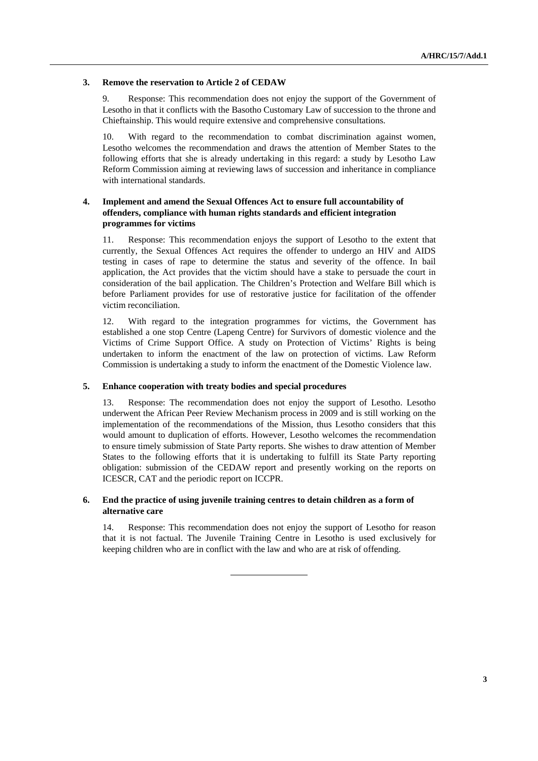### 3. Remove the reservation to Article 2 of CEDAW

9. Response: This recommendation does not enjoy the support of the Government of Lesotho in that it conflicts with the Basotho Customary Law of succession to the throne and Chieftainship. This would require extensive and comprehensive consultations.

10. With regard to the recommendation to combat discrimination against women, Lesotho welcomes the recommendation and draws the attention of Member States to the following efforts that she is already undertaking in this regard: a study by Lesotho Law Reform Commission aiming at reviewing laws of succession and inheritance in compliance with international standards.

### 4. Implement and amend the Sexual Offences Act to ensure full accountability of offenders, compliance with human rights standards and efficient integration programmes for victims

11. Response: This recommendation enjoys the support of Lesotho to the extent that currently, the Sexual Offences Act requires the offender to undergo an HIV and AIDS testing in cases of rape to determine the status and severity of the offence. In bail application, the Act provides that the victim should have a stake to persuade the court in consideration of the bail application. The Children's Protection and Welfare Bill which is before Parliament provides for use of restorative justice for facilitation of the offender victim reconciliation.

12. With regard to the integration programmes for victims, the Government has established a one stop Centre (Lapeng Centre) for Survivors of domestic violence and the Victims of Crime Support Office. A study on Protection of Victims' Rights is being undertaken to inform the enactment of the law on protection of victims. Law Reform Commission is undertaking a study to inform the enactment of the Domestic Violence law.

### 5. Enhance cooperation with treaty bodies and special procedures

13. Response: The recommendation does not enjoy the support of Lesotho. Lesotho underwent the African Peer Review Mechanism process in 2009 and is still working on the implementation of the recommendations of the Mission, thus Lesotho considers that this would amount to duplication of efforts. However, Lesotho welcomes the recommendation to ensure timely submission of State Party reports. She wishes to draw attention of Member States to the following efforts that it is undertaking to fulfill its State Party reporting obligation: submission of the CEDAW report and presently working on the reports on ICESCR, CAT and the periodic report on ICCPR.

### 6. End the practice of using juvenile training centres to detain children as a form of alternative care

14. Response: This recommendation does not enjoy the support of Lesotho for reason that it is not factual. The Juvenile Training Centre in Lesotho is used exclusively for keeping children who are in conflict with the law and who are at risk of offending.